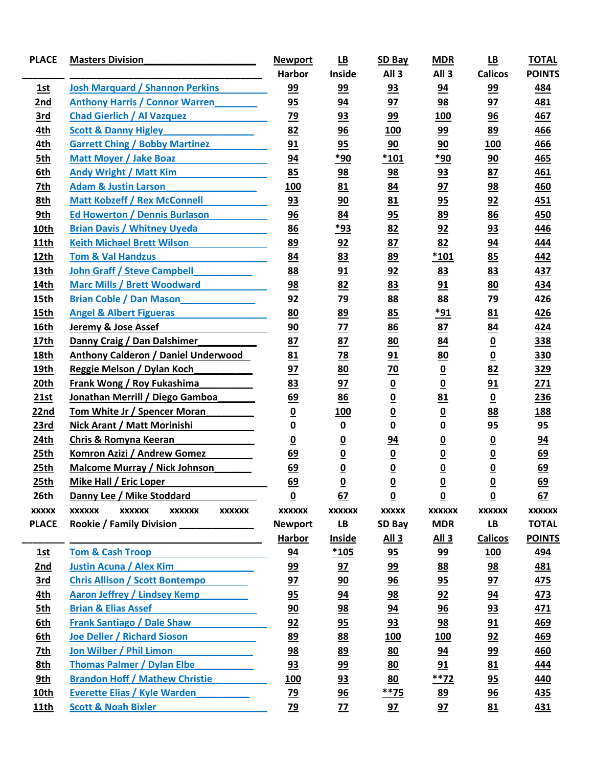| PLACE | Masters Division | Newport Harbor | LB Inside | SD Bay All 3 | MDR All 3 | LB Calicos | TOTAL POINTS |
|---|---|---|---|---|---|---|---|
| 1st | Josh Marquard / Shannon Perkins | 99 | 99 | 93 | 94 | 99 | 484 |
| 2nd | Anthony Harris / Connor Warren | 95 | 94 | 97 | 98 | 97 | 481 |
| 3rd | Chad Gierlich / Al Vazquez | 79 | 93 | 99 | 100 | 96 | 467 |
| 4th | Scott & Danny Higley | 82 | 96 | 100 | 99 | 89 | 466 |
| 4th | Garrett Ching / Bobby Martinez | 91 | 95 | 90 | 90 | 100 | 466 |
| 5th | Matt Moyer / Jake Boaz | 94 | *90 | *101 | *90 | 90 | 465 |
| 6th | Andy Wright / Matt Kim | 85 | 98 | 98 | 93 | 87 | 461 |
| 7th | Adam & Justin Larson | 100 | 81 | 84 | 97 | 98 | 460 |
| 8th | Matt Kobzeff / Rex McConnell | 93 | 90 | 81 | 95 | 92 | 451 |
| 9th | Ed Howerton / Dennis Burlason | 96 | 84 | 95 | 89 | 86 | 450 |
| 10th | Brian Davis / Whitney Uyeda | 86 | *93 | 82 | 92 | 93 | 446 |
| 11th | Keith Michael Brett Wilson | 89 | 92 | 87 | 82 | 94 | 444 |
| 12th | Tom & Val Handzus | 84 | 83 | 89 | *101 | 85 | 442 |
| 13th | John Graff / Steve Campbell | 88 | 91 | 92 | 83 | 83 | 437 |
| 14th | Marc Mills / Brett Woodward | 98 | 82 | 83 | 91 | 80 | 434 |
| 15th | Brian Coble / Dan Mason | 92 | 79 | 88 | 88 | 79 | 426 |
| 15th | Angel & Albert Figueras | 80 | 89 | 85 | *91 | 81 | 426 |
| 16th | Jeremy & Jose Assef | 90 | 77 | 86 | 87 | 84 | 424 |
| 17th | Danny Craig / Dan Dalshimer | 87 | 87 | 80 | 84 | 0 | 338 |
| 18th | Anthony Calderon / Daniel Underwood | 81 | 78 | 91 | 80 | 0 | 330 |
| 19th | Reggie Melson / Dylan Koch | 97 | 80 | 70 | 0 | 82 | 329 |
| 20th | Frank Wong / Roy Fukashima | 83 | 97 | 0 | 0 | 91 | 271 |
| 21st | Jonathan Merrill / Diego Gamboa | 69 | 86 | 0 | 81 | 0 | 236 |
| 22nd | Tom White Jr / Spencer Moran | 0 | 100 | 0 | 0 | 88 | 188 |
| 23rd | Nick Arant / Matt Morinishi | 0 | 0 | 0 | 0 | 95 | 95 |
| 24th | Chris & Romyna Keeran | 0 | 0 | 94 | 0 | 0 | 94 |
| 25th | Komron Azizi / Andrew Gomez | 69 | 0 | 0 | 0 | 0 | 69 |
| 25th | Malcome Murray / Nick Johnson | 69 | 0 | 0 | 0 | 0 | 69 |
| 25th | Mike Hall / Eric Loper | 69 | 0 | 0 | 0 | 0 | 69 |
| 26th | Danny Lee / Mike Stoddard | 0 | 67 | 0 | 0 | 0 | 67 |
| xxxxx | xxxxxx xxxxxx xxxxxx xxxxxx | xxxxxx | xxxxxx | xxxxx | xxxxxx | xxxxxx | xxxxxx |

| PLACE | Rookie / Family Division | Newport Harbor | LB Inside | SD Bay All 3 | MDR All 3 | LB Calicos | TOTAL POINTS |
|---|---|---|---|---|---|---|---|
| 1st | Tom & Cash Troop | 94 | *105 | 95 | 99 | 100 | 494 |
| 2nd | Justin Acuna / Alex Kim | 99 | 97 | 99 | 88 | 98 | 481 |
| 3rd | Chris Allison / Scott Bontempo | 97 | 90 | 96 | 95 | 97 | 475 |
| 4th | Aaron Jeffrey / Lindsey Kemp | 95 | 94 | 98 | 92 | 94 | 473 |
| 5th | Brian & Elias Assef | 90 | 98 | 94 | 96 | 93 | 471 |
| 6th | Frank Santiago / Dale Shaw | 92 | 95 | 93 | 98 | 91 | 469 |
| 6th | Joe Deller / Richard Sioson | 89 | 88 | 100 | 100 | 92 | 469 |
| 7th | Jon Wilber / Phil Limon | 98 | 89 | 80 | 94 | 99 | 460 |
| 8th | Thomas Palmer / Dylan Elbe | 93 | 99 | 80 | 91 | 81 | 444 |
| 9th | Brandon Hoff / Mathew Christie | 100 | 93 | 80 | **72 | 95 | 440 |
| 10th | Everette Elias / Kyle Warden | 79 | 96 | **75 | 89 | 96 | 435 |
| 11th | Scott & Noah Bixler | 79 | 77 | 97 | 97 | 81 | 431 |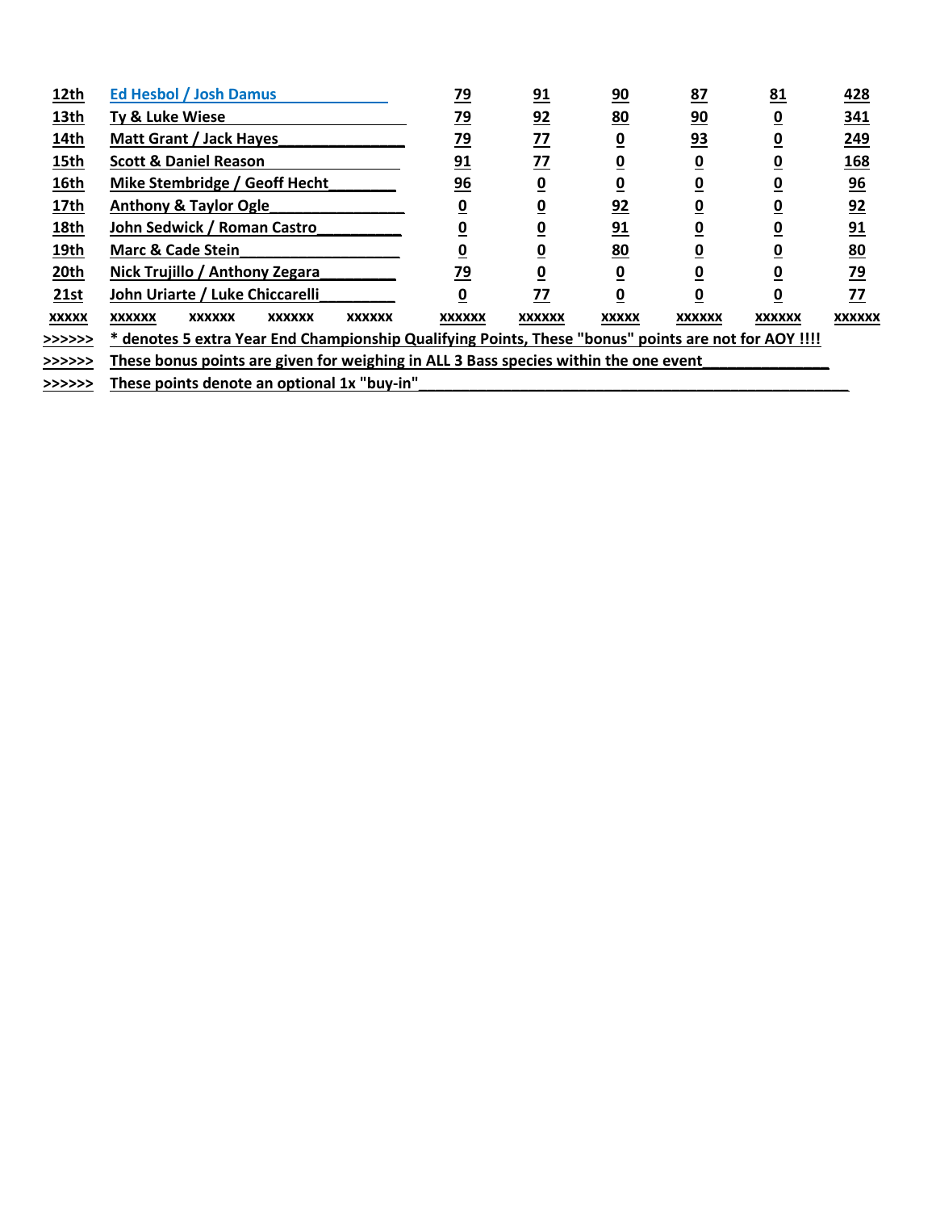| | | | | | | | |
|---|---|---|---|---|---|---|---|
| 12th | Ed Hesbol / Josh Damus | 79 | 91 | 90 | 87 | 81 | 428 |
| 13th | Ty & Luke Wiese | 79 | 92 | 80 | 90 | 0 | 341 |
| 14th | Matt Grant / Jack Hayes | 79 | 77 | 0 | 93 | 0 | 249 |
| 15th | Scott & Daniel Reason | 91 | 77 | 0 | 0 | 0 | 168 |
| 16th | Mike Stembridge / Geoff Hecht | 96 | 0 | 0 | 0 | 0 | 96 |
| 17th | Anthony & Taylor Ogle | 0 | 0 | 92 | 0 | 0 | 92 |
| 18th | John Sedwick / Roman Castro | 0 | 0 | 91 | 0 | 0 | 91 |
| 19th | Marc & Cade Stein | 0 | 0 | 80 | 0 | 0 | 80 |
| 20th | Nick Trujillo / Anthony Zegara | 79 | 0 | 0 | 0 | 0 | 79 |
| 21st | John Uriarte / Luke Chiccarelli | 0 | 77 | 0 | 0 | 0 | 77 |
| XXXXX | XXXXXX XXXXXX XXXXXX XXXXXX | XXXXXX | XXXXXX | XXXXX | XXXXXX | XXXXXX | XXXXXX |

>>>>>> * denotes 5 extra Year End Championship Qualifying Points, These "bonus" points are not for AOY !!!!

>>>>>> These bonus points are given for weighing in ALL 3 Bass species within the one event

>>>>>> These points denote an optional 1x "buy-in"